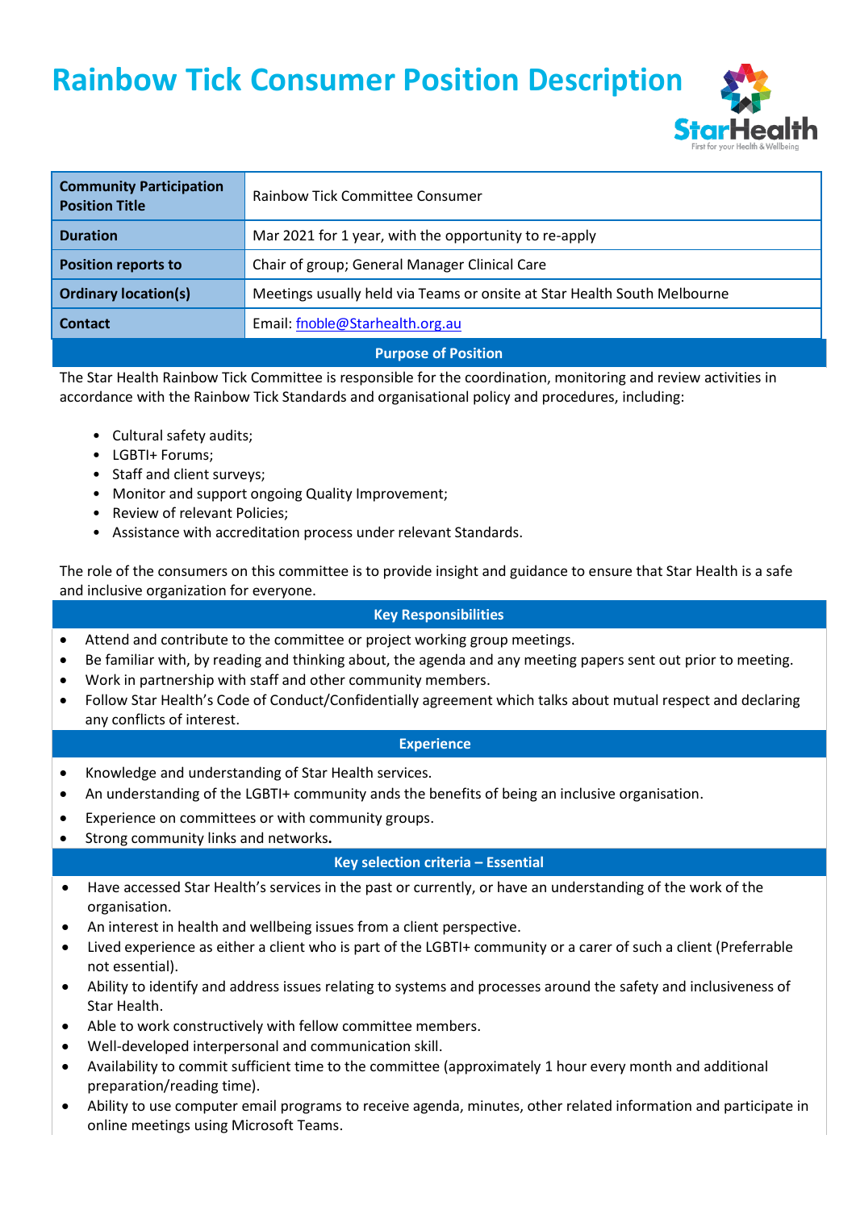# Rainbow Tick Consumer Position Description

| Community Participation Position Title | Rainbow Tick Committee Consumer |
|---|---|
| Duration | Mar 2021 for 1 year, with the opportunity to re-apply |
| Position reports to | Chair of group; General Manager Clinical Care |
| Ordinary location(s) | Meetings usually held via Teams or onsite at Star Health South Melbourne |
| Contact | Email: fnoble@Starhealth.org.au |

## Purpose of Position

The Star Health Rainbow Tick Committee is responsible for the coordination, monitoring and review activities in accordance with the Rainbow Tick Standards and organisational policy and procedures, including:

- Cultural safety audits;
- LGBTI+ Forums;
- Staff and client surveys;
- Monitor and support ongoing Quality Improvement;
- Review of relevant Policies;
- Assistance with accreditation process under relevant Standards.

The role of the consumers on this committee is to provide insight and guidance to ensure that Star Health is a safe and inclusive organization for everyone.

## Key Responsibilities

- Attend and contribute to the committee or project working group meetings.
- Be familiar with, by reading and thinking about, the agenda and any meeting papers sent out prior to meeting.
- Work in partnership with staff and other community members.
- Follow Star Health's Code of Conduct/Confidentially agreement which talks about mutual respect and declaring any conflicts of interest.

## Experience

- Knowledge and understanding of Star Health services.
- An understanding of the LGBTI+ community ands the benefits of being an inclusive organisation.
- Experience on committees or with community groups.
- Strong community links and networks**.**

## Key selection criteria – Essential

- Have accessed Star Health's services in the past or currently, or have an understanding of the work of the organisation.
- An interest in health and wellbeing issues from a client perspective.
- Lived experience as either a client who is part of the LGBTI+ community or a carer of such a client (Preferrable not essential).
- Ability to identify and address issues relating to systems and processes around the safety and inclusiveness of Star Health.
- Able to work constructively with fellow committee members.
- Well-developed interpersonal and communication skill.
- Availability to commit sufficient time to the committee (approximately 1 hour every month and additional preparation/reading time).
- Ability to use computer email programs to receive agenda, minutes, other related information and participate in online meetings using Microsoft Teams.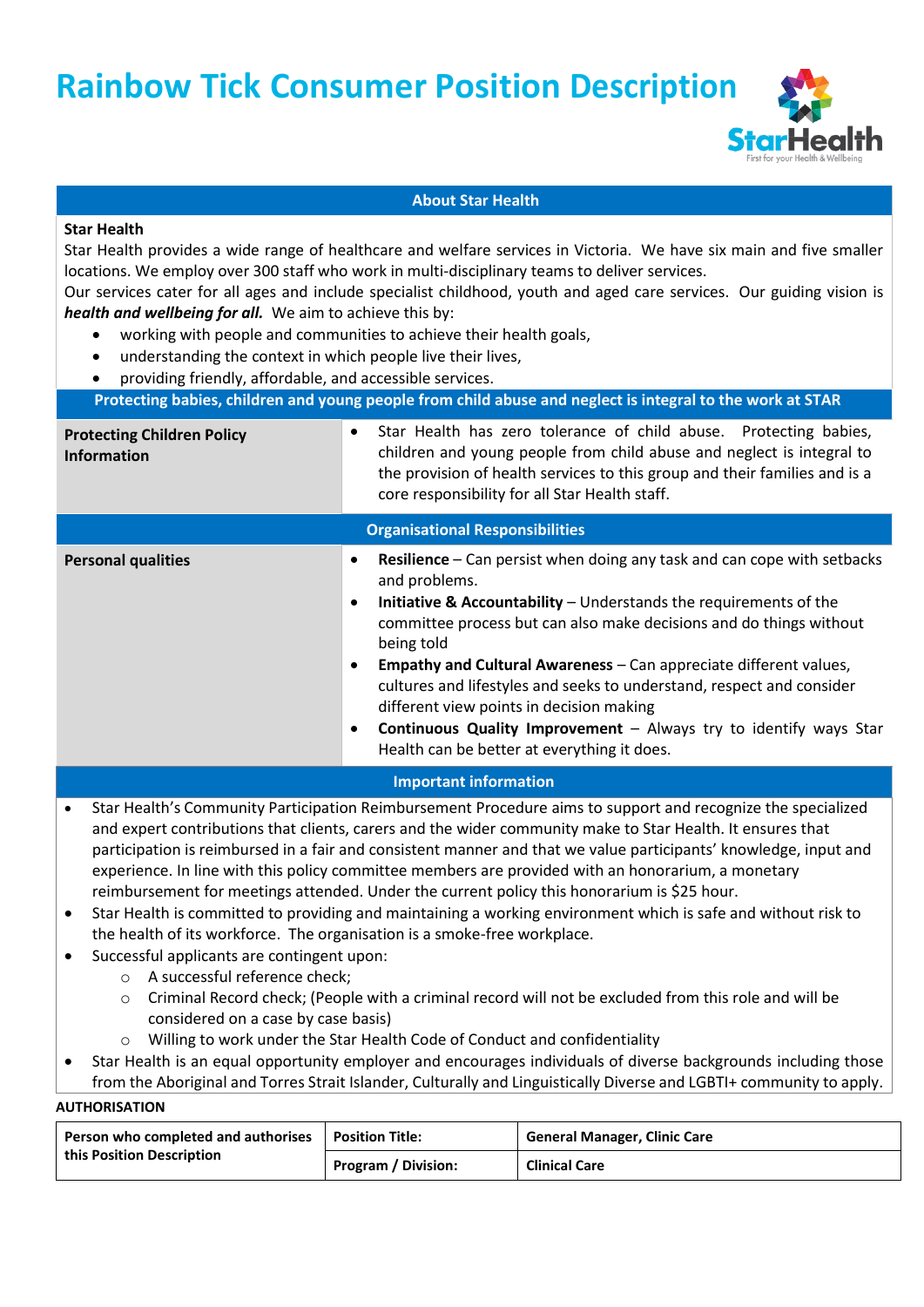# Rainbow Tick Consumer Position Description

StarHealth
First for your Health & Wellbeing

## About Star Health

**Star Health**

Star Health provides a wide range of healthcare and welfare services in Victoria. We have six main and five smaller locations. We employ over 300 staff who work in multi-disciplinary teams to deliver services.

Our services cater for all ages and include specialist childhood, youth and aged care services. Our guiding vision is ***health and wellbeing for all.*** We aim to achieve this by:

- working with people and communities to achieve their health goals,
- understanding the context in which people live their lives,
- providing friendly, affordable, and accessible services.

## Protecting babies, children and young people from child abuse and neglect is integral to the work at STAR

| | |
|---|---|
| **Protecting Children Policy Information** | • Star Health has zero tolerance of child abuse. Protecting babies, children and young people from child abuse and neglect is integral to the provision of health services to this group and their families and is a core responsibility for all Star Health staff. |

## Organisational Responsibilities

| | |
|---|---|
| **Personal qualities** | • **Resilience** – Can persist when doing any task and can cope with setbacks and problems.<br>• **Initiative & Accountability** – Understands the requirements of the committee process but can also make decisions and do things without being told<br>• **Empathy and Cultural Awareness** – Can appreciate different values, cultures and lifestyles and seeks to understand, respect and consider different view points in decision making<br>• **Continuous Quality Improvement** – Always try to identify ways Star Health can be better at everything it does. |

## Important information

- Star Health's Community Participation Reimbursement Procedure aims to support and recognize the specialized and expert contributions that clients, carers and the wider community make to Star Health. It ensures that participation is reimbursed in a fair and consistent manner and that we value participants' knowledge, input and experience. In line with this policy committee members are provided with an honorarium, a monetary reimbursement for meetings attended. Under the current policy this honorarium is $25 hour.
- Star Health is committed to providing and maintaining a working environment which is safe and without risk to the health of its workforce. The organisation is a smoke-free workplace.
- Successful applicants are contingent upon:
  - A successful reference check;
  - Criminal Record check; (People with a criminal record will not be excluded from this role and will be considered on a case by case basis)
  - Willing to work under the Star Health Code of Conduct and confidentiality
- Star Health is an equal opportunity employer and encourages individuals of diverse backgrounds including those from the Aboriginal and Torres Strait Islander, Culturally and Linguistically Diverse and LGBTI+ community to apply.

**AUTHORISATION**

| | | |
|---|---|---|
| **Person who completed and authorises this Position Description** | **Position Title:** | **General Manager, Clinic Care** |
| | **Program / Division:** | **Clinical Care** |